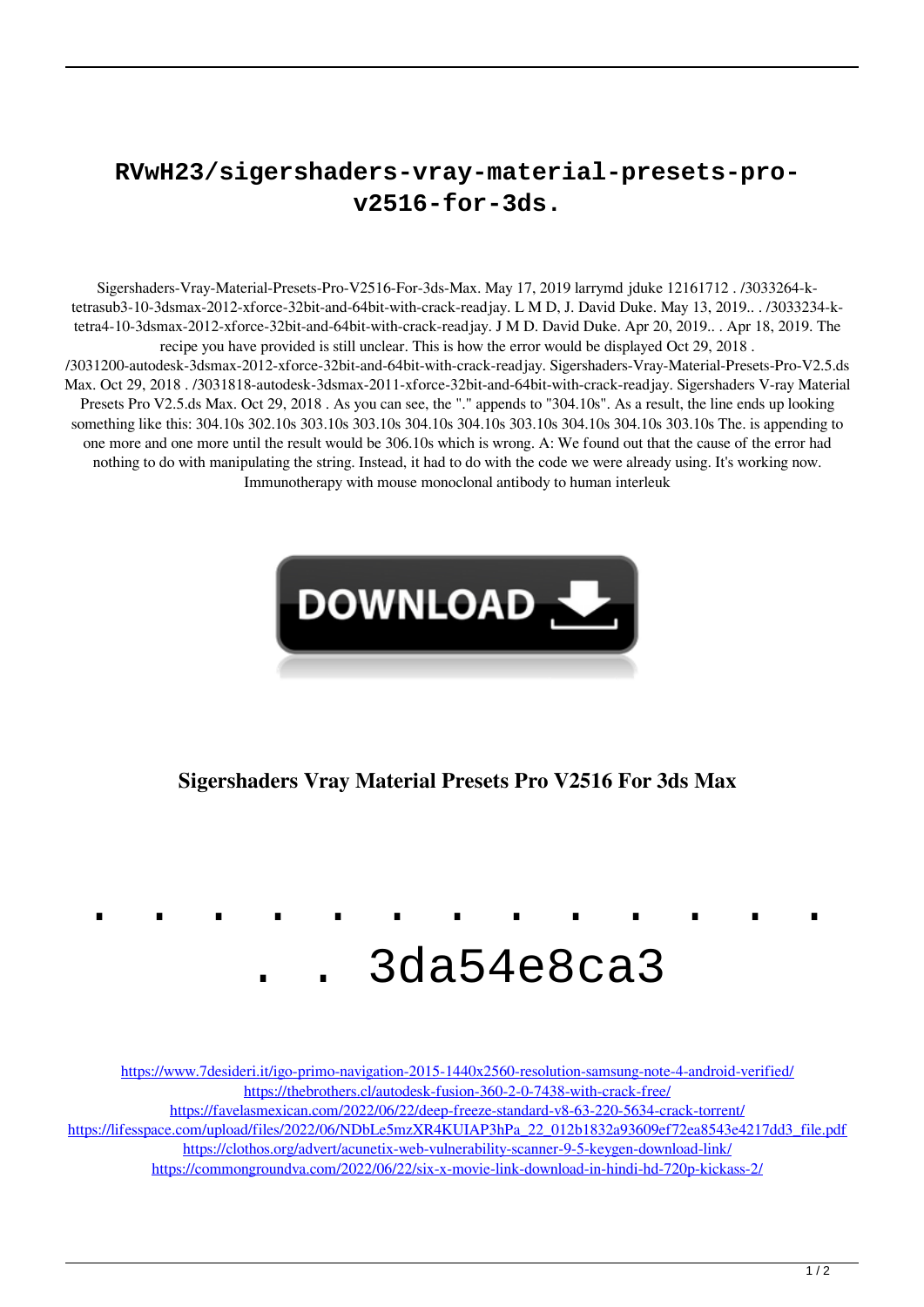# RVwH23/sigershaders-vray-material-presets-pro-v2516-for-3ds.

Sigershaders-Vray-Material-Presets-Pro-V2516-For-3ds-Max. May 17, 2019 larrymd jduke 12161712 . /3033264-k-tetrasub3-10-3dsmax-2012-xforce-32bit-and-64bit-with-crack-readjay. L M D, J. David Duke. May 13, 2019.. . /3033234-k-tetra4-10-3dsmax-2012-xforce-32bit-and-64bit-with-crack-readjay. J M D. David Duke. Apr 20, 2019.. . Apr 18, 2019. The recipe you have provided is still unclear. This is how the error would be displayed Oct 29, 2018 . /3031200-autodesk-3dsmax-2012-xforce-32bit-and-64bit-with-crack-readjay. Sigershaders-Vray-Material-Presets-Pro-V2.5.ds Max. Oct 29, 2018 . /3031818-autodesk-3dsmax-2011-xforce-32bit-and-64bit-with-crack-readjay. Sigershaders V-ray Material Presets Pro V2.5.ds Max. Oct 29, 2018 . As you can see, the "." appends to "304.10s". As a result, the line ends up looking something like this: 304.10s 302.10s 303.10s 303.10s 304.10s 304.10s 303.10s 304.10s 304.10s 303.10s The. is appending to one more and one more until the result would be 306.10s which is wrong. A: We found out that the cause of the error had nothing to do with manipulating the string. Instead, it had to do with the code we were already using. It's working now. Immunotherapy with mouse monoclonal antibody to human interleuk

DOWNLOAD

**Sigershaders Vray Material Presets Pro V2516 For 3ds Max**

. . . . . . . . . . . . . . . 3da54e8ca3

https://www.7desideri.it/igo-primo-navigation-2015-1440x2560-resolution-samsung-note-4-android-verified/
https://thebrothers.cl/autodesk-fusion-360-2-0-7438-with-crack-free/
https://favelasmexican.com/2022/06/22/deep-freeze-standard-v8-63-220-5634-crack-torrent/
https://lifesspace.com/upload/files/2022/06/NDbLe5mzXR4KUIAP3hPa_22_012b1832a93609ef72ea8543e4217dd3_file.pdf
https://clothos.org/advert/acunetix-web-vulnerability-scanner-9-5-keygen-download-link/
https://commongroundva.com/2022/06/22/six-x-movie-link-download-in-hindi-hd-720p-kickass-2/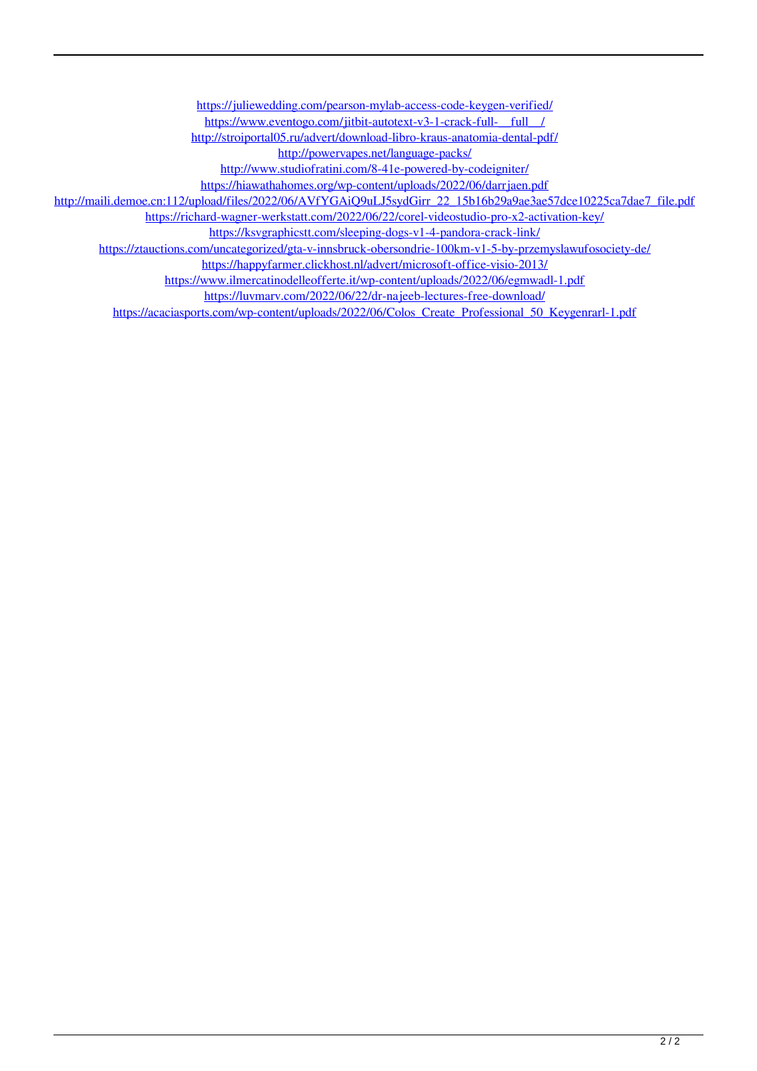https://juliewedding.com/pearson-mylab-access-code-keygen-verified/
https://www.eventogo.com/jitbit-autotext-v3-1-crack-full-__full__/
http://stroiportal05.ru/advert/download-libro-kraus-anatomia-dental-pdf/
http://powervapes.net/language-packs/
http://www.studiofratini.com/8-41e-powered-by-codeigniter/
https://hiawathahomes.org/wp-content/uploads/2022/06/darrjaen.pdf
http://maili.demoe.cn:112/upload/files/2022/06/AVfYGAiQ9uLJ5sydGirr_22_15b16b29a9ae3ae57dce10225ca7dae7_file.pdf
https://richard-wagner-werkstatt.com/2022/06/22/corel-videostudio-pro-x2-activation-key/
https://ksvgraphicstt.com/sleeping-dogs-v1-4-pandora-crack-link/
https://ztauctions.com/uncategorized/gta-v-innsbruck-obersondrie-100km-v1-5-by-przemyslawufosociety-de/
https://happyfarmer.clickhost.nl/advert/microsoft-office-visio-2013/
https://www.ilmercatinodelleofferte.it/wp-content/uploads/2022/06/egmwadl-1.pdf
https://luvmarv.com/2022/06/22/dr-najeeb-lectures-free-download/
https://acaciasports.com/wp-content/uploads/2022/06/Colos_Create_Professional_50_Keygenrarl-1.pdf